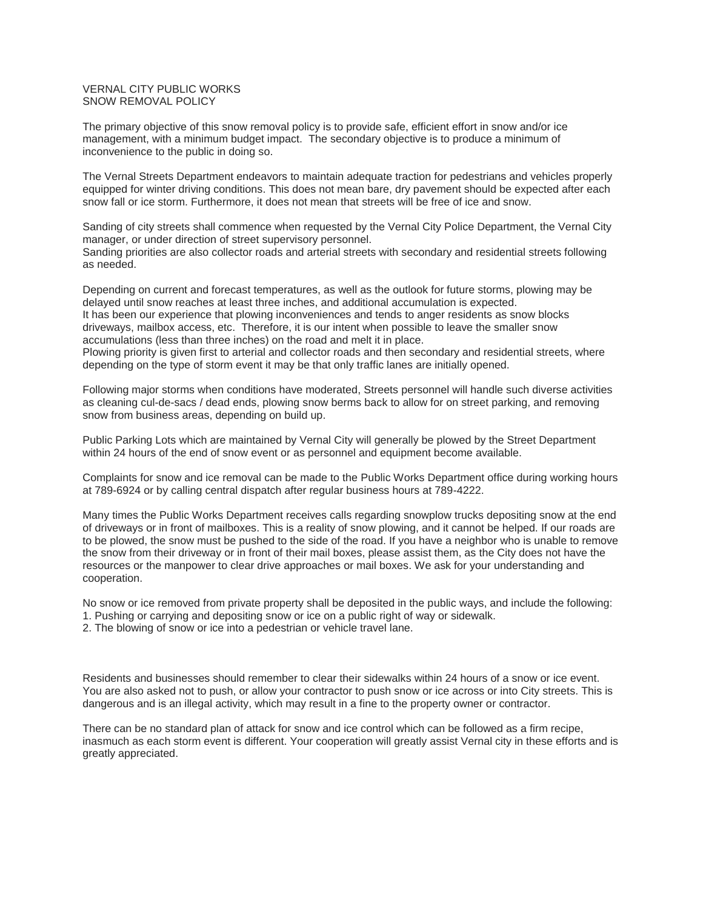VERNAL CITY PUBLIC WORKS
SNOW REMOVAL POLICY

The primary objective of this snow removal policy is to provide safe, efficient effort in snow and/or ice management, with a minimum budget impact. The secondary objective is to produce a minimum of inconvenience to the public in doing so.

The Vernal Streets Department endeavors to maintain adequate traction for pedestrians and vehicles properly equipped for winter driving conditions. This does not mean bare, dry pavement should be expected after each snow fall or ice storm. Furthermore, it does not mean that streets will be free of ice and snow.

Sanding of city streets shall commence when requested by the Vernal City Police Department, the Vernal City manager, or under direction of street supervisory personnel.
Sanding priorities are also collector roads and arterial streets with secondary and residential streets following as needed.

Depending on current and forecast temperatures, as well as the outlook for future storms, plowing may be delayed until snow reaches at least three inches, and additional accumulation is expected.
It has been our experience that plowing inconveniences and tends to anger residents as snow blocks driveways, mailbox access, etc. Therefore, it is our intent when possible to leave the smaller snow accumulations (less than three inches) on the road and melt it in place.
Plowing priority is given first to arterial and collector roads and then secondary and residential streets, where depending on the type of storm event it may be that only traffic lanes are initially opened.

Following major storms when conditions have moderated, Streets personnel will handle such diverse activities as cleaning cul-de-sacs / dead ends, plowing snow berms back to allow for on street parking, and removing snow from business areas, depending on build up.

Public Parking Lots which are maintained by Vernal City will generally be plowed by the Street Department within 24 hours of the end of snow event or as personnel and equipment become available.

Complaints for snow and ice removal can be made to the Public Works Department office during working hours at 789-6924 or by calling central dispatch after regular business hours at 789-4222.

Many times the Public Works Department receives calls regarding snowplow trucks depositing snow at the end of driveways or in front of mailboxes. This is a reality of snow plowing, and it cannot be helped. If our roads are to be plowed, the snow must be pushed to the side of the road. If you have a neighbor who is unable to remove the snow from their driveway or in front of their mail boxes, please assist them, as the City does not have the resources or the manpower to clear drive approaches or mail boxes. We ask for your understanding and cooperation.

No snow or ice removed from private property shall be deposited in the public ways, and include the following:
1. Pushing or carrying and depositing snow or ice on a public right of way or sidewalk.
2. The blowing of snow or ice into a pedestrian or vehicle travel lane.

Residents and businesses should remember to clear their sidewalks within 24 hours of a snow or ice event. You are also asked not to push, or allow your contractor to push snow or ice across or into City streets. This is dangerous and is an illegal activity, which may result in a fine to the property owner or contractor.

There can be no standard plan of attack for snow and ice control which can be followed as a firm recipe, inasmuch as each storm event is different. Your cooperation will greatly assist Vernal city in these efforts and is greatly appreciated.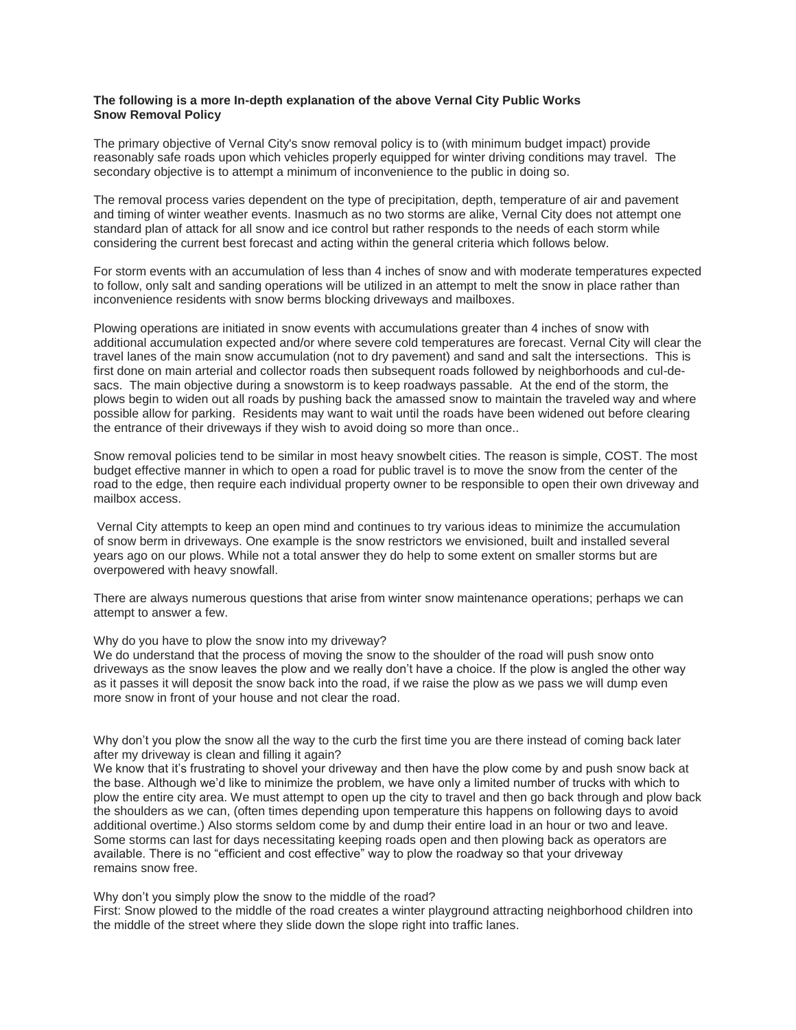**The following is a more In-depth explanation of the above Vernal City Public Works Snow Removal Policy**

The primary objective of Vernal City's snow removal policy is to (with minimum budget impact) provide reasonably safe roads upon which vehicles properly equipped for winter driving conditions may travel. The secondary objective is to attempt a minimum of inconvenience to the public in doing so.

The removal process varies dependent on the type of precipitation, depth, temperature of air and pavement and timing of winter weather events. Inasmuch as no two storms are alike, Vernal City does not attempt one standard plan of attack for all snow and ice control but rather responds to the needs of each storm while considering the current best forecast and acting within the general criteria which follows below.

For storm events with an accumulation of less than 4 inches of snow and with moderate temperatures expected to follow, only salt and sanding operations will be utilized in an attempt to melt the snow in place rather than inconvenience residents with snow berms blocking driveways and mailboxes.

Plowing operations are initiated in snow events with accumulations greater than 4 inches of snow with additional accumulation expected and/or where severe cold temperatures are forecast. Vernal City will clear the travel lanes of the main snow accumulation (not to dry pavement) and sand and salt the intersections. This is first done on main arterial and collector roads then subsequent roads followed by neighborhoods and cul-de-sacs. The main objective during a snowstorm is to keep roadways passable. At the end of the storm, the plows begin to widen out all roads by pushing back the amassed snow to maintain the traveled way and where possible allow for parking. Residents may want to wait until the roads have been widened out before clearing the entrance of their driveways if they wish to avoid doing so more than once..

Snow removal policies tend to be similar in most heavy snowbelt cities. The reason is simple, COST. The most budget effective manner in which to open a road for public travel is to move the snow from the center of the road to the edge, then require each individual property owner to be responsible to open their own driveway and mailbox access.

Vernal City attempts to keep an open mind and continues to try various ideas to minimize the accumulation of snow berm in driveways. One example is the snow restrictors we envisioned, built and installed several years ago on our plows. While not a total answer they do help to some extent on smaller storms but are overpowered with heavy snowfall.

There are always numerous questions that arise from winter snow maintenance operations; perhaps we can attempt to answer a few.

Why do you have to plow the snow into my driveway?
We do understand that the process of moving the snow to the shoulder of the road will push snow onto driveways as the snow leaves the plow and we really don't have a choice. If the plow is angled the other way as it passes it will deposit the snow back into the road, if we raise the plow as we pass we will dump even more snow in front of your house and not clear the road.

Why don't you plow the snow all the way to the curb the first time you are there instead of coming back later after my driveway is clean and filling it again?
We know that it's frustrating to shovel your driveway and then have the plow come by and push snow back at the base. Although we'd like to minimize the problem, we have only a limited number of trucks with which to plow the entire city area. We must attempt to open up the city to travel and then go back through and plow back the shoulders as we can, (often times depending upon temperature this happens on following days to avoid additional overtime.) Also storms seldom come by and dump their entire load in an hour or two and leave. Some storms can last for days necessitating keeping roads open and then plowing back as operators are available. There is no "efficient and cost effective" way to plow the roadway so that your driveway remains snow free.

Why don't you simply plow the snow to the middle of the road?
First: Snow plowed to the middle of the road creates a winter playground attracting neighborhood children into the middle of the street where they slide down the slope right into traffic lanes.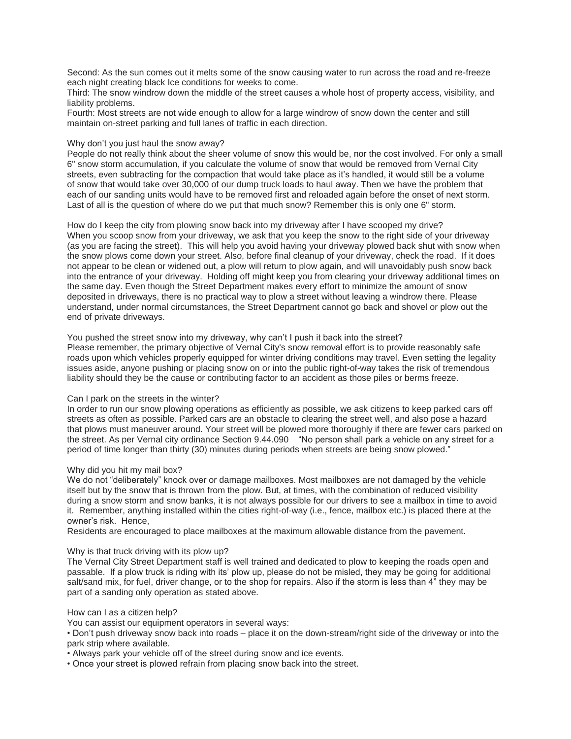Second: As the sun comes out it melts some of the snow causing water to run across the road and re-freeze each night creating black Ice conditions for weeks to come.
Third: The snow windrow down the middle of the street causes a whole host of property access, visibility, and liability problems.
Fourth: Most streets are not wide enough to allow for a large windrow of snow down the center and still maintain on-street parking and full lanes of traffic in each direction.

Why don't you just haul the snow away?
People do not really think about the sheer volume of snow this would be, nor the cost involved. For only a small 6" snow storm accumulation, if you calculate the volume of snow that would be removed from Vernal City streets, even subtracting for the compaction that would take place as it's handled, it would still be a volume of snow that would take over 30,000 of our dump truck loads to haul away. Then we have the problem that each of our sanding units would have to be removed first and reloaded again before the onset of next storm. Last of all is the question of where do we put that much snow? Remember this is only one 6" storm.

How do I keep the city from plowing snow back into my driveway after I have scooped my drive?
When you scoop snow from your driveway, we ask that you keep the snow to the right side of your driveway (as you are facing the street). This will help you avoid having your driveway plowed back shut with snow when the snow plows come down your street. Also, before final cleanup of your driveway, check the road. If it does not appear to be clean or widened out, a plow will return to plow again, and will unavoidably push snow back into the entrance of your driveway. Holding off might keep you from clearing your driveway additional times on the same day. Even though the Street Department makes every effort to minimize the amount of snow deposited in driveways, there is no practical way to plow a street without leaving a windrow there. Please understand, under normal circumstances, the Street Department cannot go back and shovel or plow out the end of private driveways.

You pushed the street snow into my driveway, why can't I push it back into the street?
Please remember, the primary objective of Vernal City's snow removal effort is to provide reasonably safe roads upon which vehicles properly equipped for winter driving conditions may travel. Even setting the legality issues aside, anyone pushing or placing snow on or into the public right-of-way takes the risk of tremendous liability should they be the cause or contributing factor to an accident as those piles or berms freeze.

Can I park on the streets in the winter?
In order to run our snow plowing operations as efficiently as possible, we ask citizens to keep parked cars off streets as often as possible. Parked cars are an obstacle to clearing the street well, and also pose a hazard that plows must maneuver around. Your street will be plowed more thoroughly if there are fewer cars parked on the street. As per Vernal city ordinance Section 9.44.090 "No person shall park a vehicle on any street for a period of time longer than thirty (30) minutes during periods when streets are being snow plowed."

Why did you hit my mail box?
We do not "deliberately" knock over or damage mailboxes. Most mailboxes are not damaged by the vehicle itself but by the snow that is thrown from the plow. But, at times, with the combination of reduced visibility during a snow storm and snow banks, it is not always possible for our drivers to see a mailbox in time to avoid it. Remember, anything installed within the cities right-of-way (i.e., fence, mailbox etc.) is placed there at the owner's risk. Hence,
Residents are encouraged to place mailboxes at the maximum allowable distance from the pavement.

Why is that truck driving with its plow up?
The Vernal City Street Department staff is well trained and dedicated to plow to keeping the roads open and passable. If a plow truck is riding with its' plow up, please do not be misled, they may be going for additional salt/sand mix, for fuel, driver change, or to the shop for repairs. Also if the storm is less than 4" they may be part of a sanding only operation as stated above.

How can I as a citizen help?
You can assist our equipment operators in several ways:

- Don't push driveway snow back into roads – place it on the down-stream/right side of the driveway or into the park strip where available.
- Always park your vehicle off of the street during snow and ice events.
- Once your street is plowed refrain from placing snow back into the street.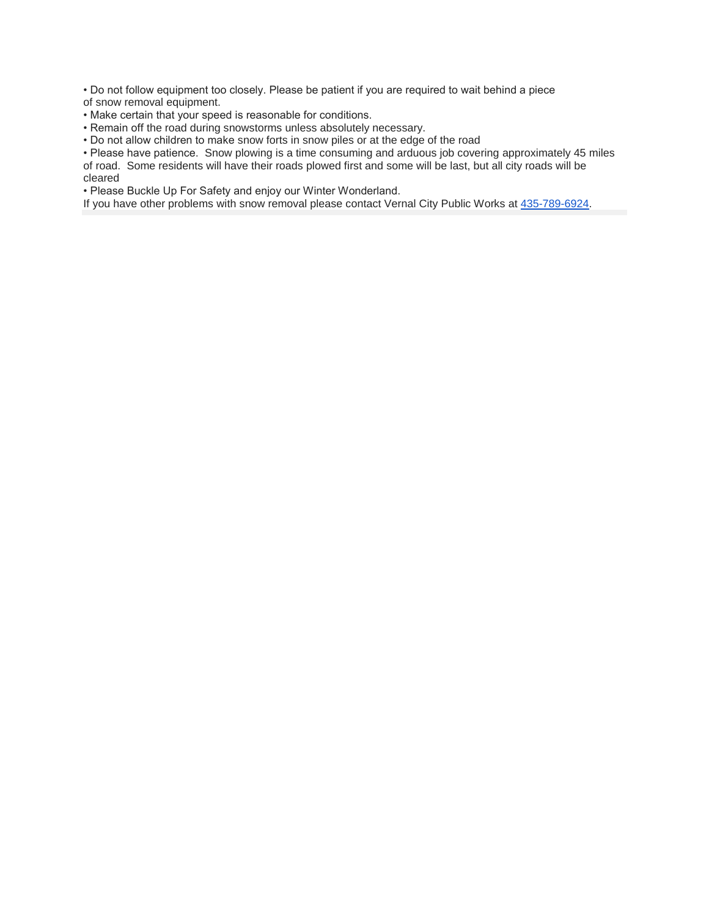- Do not follow equipment too closely. Please be patient if you are required to wait behind a piece of snow removal equipment.
- Make certain that your speed is reasonable for conditions.
- Remain off the road during snowstorms unless absolutely necessary.
- Do not allow children to make snow forts in snow piles or at the edge of the road
- Please have patience. Snow plowing is a time consuming and arduous job covering approximately 45 miles of road. Some residents will have their roads plowed first and some will be last, but all city roads will be cleared
- Please Buckle Up For Safety and enjoy our Winter Wonderland.

If you have other problems with snow removal please contact Vernal City Public Works at [435-789-6924](tel:435-789-6924).